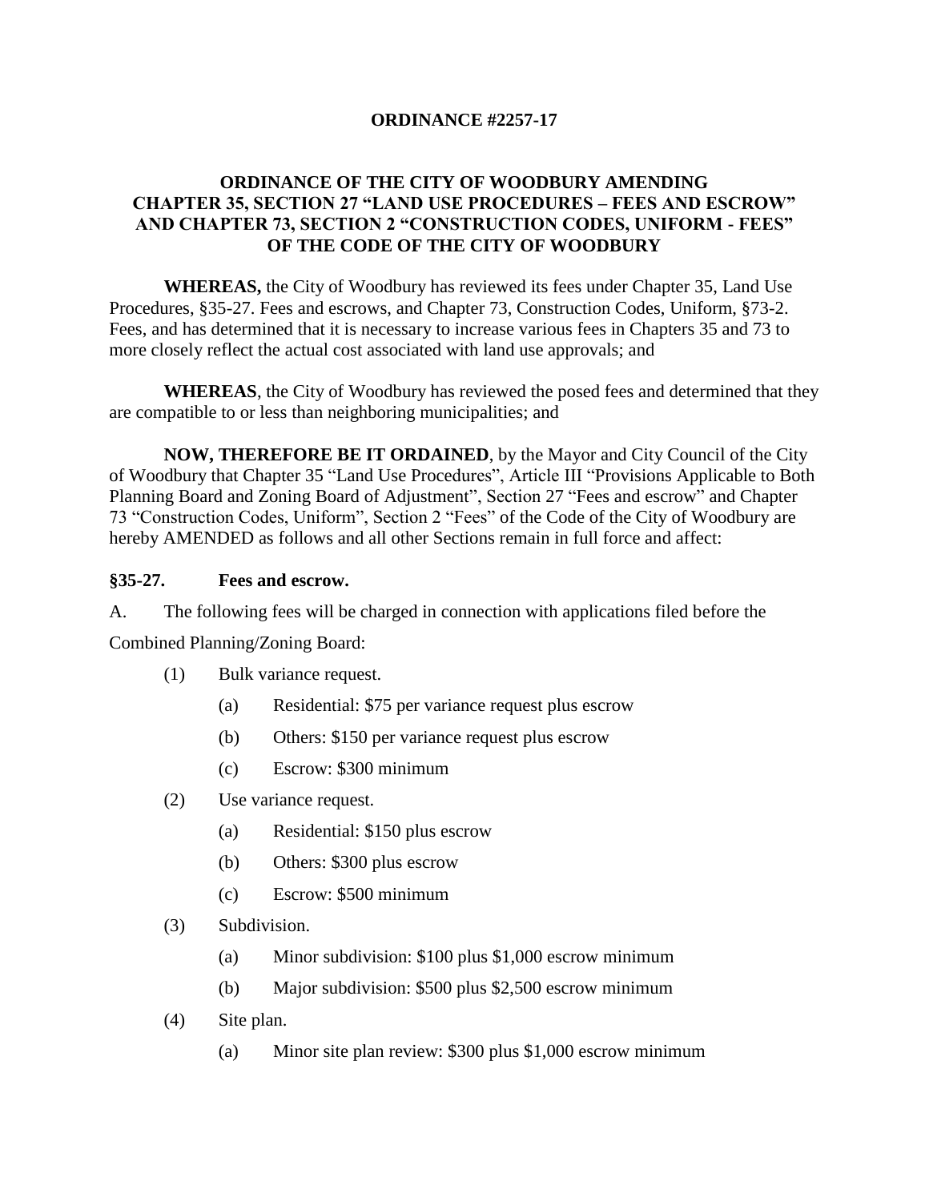# ORDINANCE #2257-17

## ORDINANCE OF THE CITY OF WOODBURY AMENDING CHAPTER 35, SECTION 27 "LAND USE PROCEDURES – FEES AND ESCROW" AND CHAPTER 73, SECTION 2 "CONSTRUCTION CODES, UNIFORM - FEES" OF THE CODE OF THE CITY OF WOODBURY

**WHEREAS,** the City of Woodbury has reviewed its fees under Chapter 35, Land Use Procedures, §35-27. Fees and escrows, and Chapter 73, Construction Codes, Uniform, §73-2. Fees, and has determined that it is necessary to increase various fees in Chapters 35 and 73 to more closely reflect the actual cost associated with land use approvals; and

**WHEREAS**, the City of Woodbury has reviewed the posed fees and determined that they are compatible to or less than neighboring municipalities; and

**NOW, THEREFORE BE IT ORDAINED**, by the Mayor and City Council of the City of Woodbury that Chapter 35 "Land Use Procedures", Article III "Provisions Applicable to Both Planning Board and Zoning Board of Adjustment", Section 27 "Fees and escrow" and Chapter 73 "Construction Codes, Uniform", Section 2 "Fees" of the Code of the City of Woodbury are hereby AMENDED as follows and all other Sections remain in full force and affect:

**§35-27. Fees and escrow.**

A. The following fees will be charged in connection with applications filed before the Combined Planning/Zoning Board:

- (1) Bulk variance request.
  - (a) Residential: $75 per variance request plus escrow
  - (b) Others: $150 per variance request plus escrow
  - (c) Escrow: $300 minimum
- (2) Use variance request.
  - (a) Residential: $150 plus escrow
  - (b) Others: $300 plus escrow
  - (c) Escrow: $500 minimum
- (3) Subdivision.
  - (a) Minor subdivision: $100 plus $1,000 escrow minimum
  - (b) Major subdivision: $500 plus $2,500 escrow minimum
- (4) Site plan.
  - (a) Minor site plan review: $300 plus $1,000 escrow minimum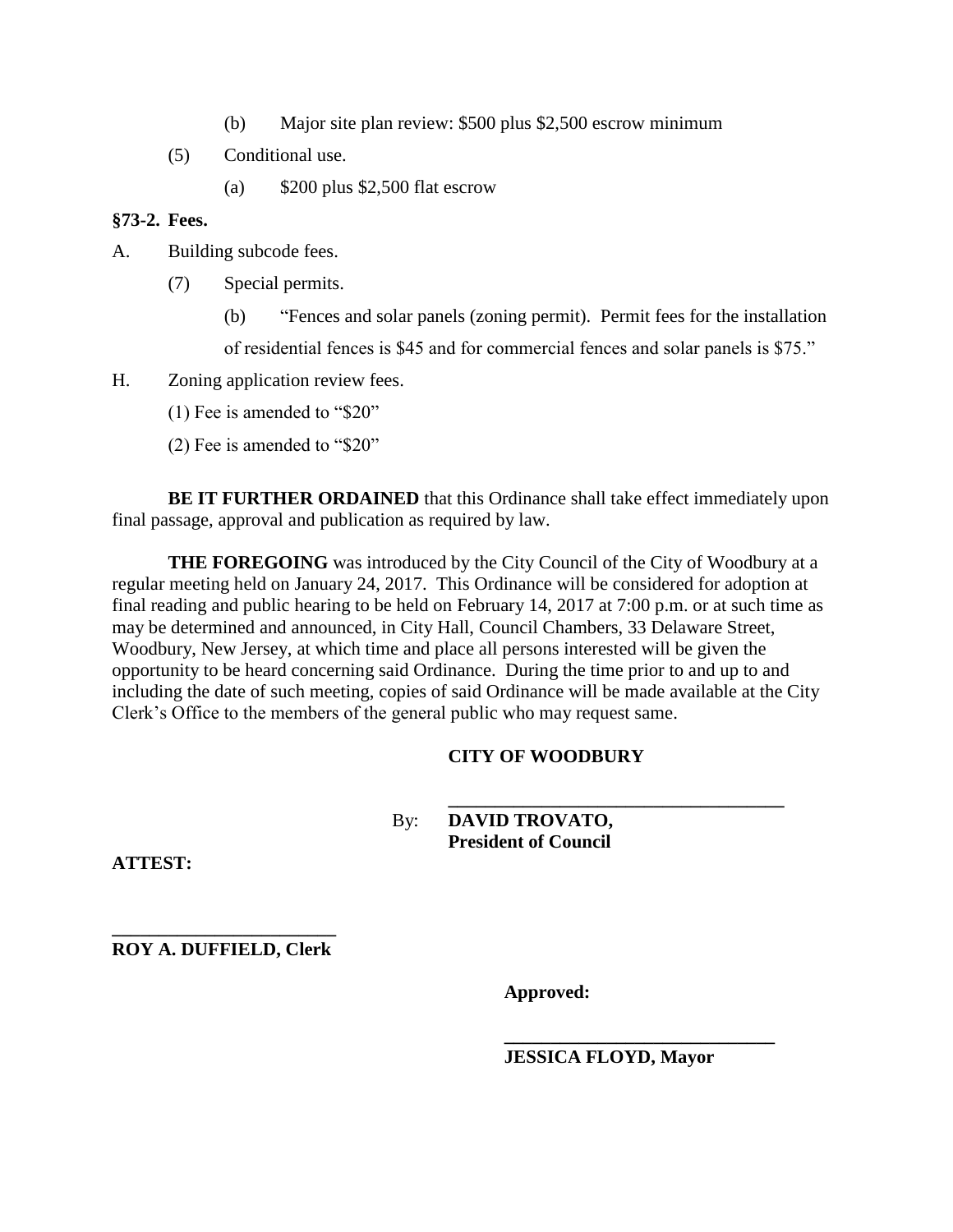(b) Major site plan review: $500 plus $2,500 escrow minimum

(5) Conditional use.

(a) $200 plus $2,500 flat escrow

**§73-2. Fees.**

A. Building subcode fees.

(7) Special permits.

(b) "Fences and solar panels (zoning permit). Permit fees for the installation of residential fences is $45 and for commercial fences and solar panels is $75."

H. Zoning application review fees.

(1) Fee is amended to "$20"

(2) Fee is amended to "$20"

**BE IT FURTHER ORDAINED** that this Ordinance shall take effect immediately upon final passage, approval and publication as required by law.

**THE FOREGOING** was introduced by the City Council of the City of Woodbury at a regular meeting held on January 24, 2017. This Ordinance will be considered for adoption at final reading and public hearing to be held on February 14, 2017 at 7:00 p.m. or at such time as may be determined and announced, in City Hall, Council Chambers, 33 Delaware Street, Woodbury, New Jersey, at which time and place all persons interested will be given the opportunity to be heard concerning said Ordinance. During the time prior to and up to and including the date of such meeting, copies of said Ordinance will be made available at the City Clerk's Office to the members of the general public who may request same.

**CITY OF WOODBURY**

By: ____________________________________
**DAVID TROVATO,**
**President of Council**

**ATTEST:**

________________________
**ROY A. DUFFIELD, Clerk**

**Approved:**

______________________________
**JESSICA FLOYD, Mayor**